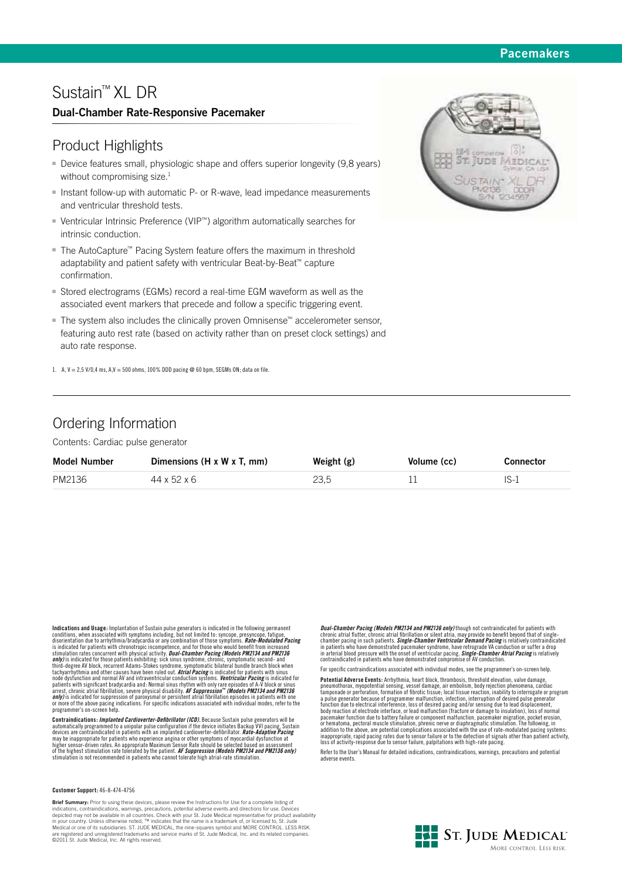Pacemakers

# Sustain™ XL DR

### Dual-Chamber Rate-Responsive Pacemaker

## Product Highlights

- Device features small, physiologic shape and offers superior longevity (9,8 years) without compromising size.[1]
- Instant follow-up with automatic P- or R-wave, lead impedance measurements and ventricular threshold tests.
- Ventricular Intrinsic Preference (VIP™) algorithm automatically searches for intrinsic conduction.
- The AutoCapture™ Pacing System feature offers the maximum in threshold adaptability and patient safety with ventricular Beat-by-Beat™ capture confirmation.
- Stored electrograms (EGMs) record a real-time EGM waveform as well as the associated event markers that precede and follow a specific triggering event.
- The system also includes the clinically proven Omnisense™ accelerometer sensor, featuring auto rest rate (based on activity rather than on preset clock settings) and auto rate response.

1. A, V = 2,5 V/0,4 ms, A,V = 500 ohms, 100% DDD pacing @ 60 bpm, SEGMs ON; data on file.

## Ordering Information

Contents: Cardiac pulse generator

| Model Number | Dimensions (H x W x T, mm) | Weight (g) | Volume (cc) | Connector |
|---|---|---|---|---|
| PM2136 | 44 x 52 x 6 | 23,5 | 11 | IS-1 |

**Indications and Usage:** Implantation of Sustain pulse generators is indicated in the following permanent conditions, when associated with symptoms including, but not limited to: syncope, presyncope, fatigue, disorientation due to arrhythmia/bradycardia or any combination of those symptoms. ***Rate-Modulated Pacing*** is indicated for patients with chronotropic incompetence, and for those who would benefit from increased stimulation rates concurrent with physical activity. ***Dual-Chamber Pacing (Models PM2134 and PM2136 only)*** is indicated for those patients exhibiting: sick sinus syndrome, chronic, symptomatic second- and third-degree AV block, recurrent Adams-Stokes syndrome, symptomatic bilateral bundle branch block when tachyarrhythmia and other causes have been ruled out. ***Atrial Pacing*** is indicated for patients with sinus node dysfunction and normal AV and intraventricular conduction systems. ***Ventricular Pacing*** is indicated for patients with significant bradycardia and: Normal sinus rhythm with only rare episodes of A-V block or sinus arrest, chronic atrial fibrillation, severe physical disability. ***AF Suppression™ (Models PM2134 and PM2136 only)*** is indicated for suppression of paroxysmal or persistent atrial fibrillation episodes in patients with one or more of the above pacing indications. For specific indications associated with individual modes, refer to the programmer's on-screen help.

**Contraindications:** ***Implanted Cardioverter-Defibrillator (ICD).*** Because Sustain pulse generators will be automatically programmed to a unipolar pulse configuration if the device initiates Backup VVI pacing, Sustain devices are contraindicated in patients with an implanted cardioverter-defibrillator. ***Rate-Adaptive Pacing*** may be inappropriate for patients who experience angina or other symptoms of myocardial dysfunction at higher sensor-driven rates. An appropriate Maximum Sensor Rate should be selected based on assessment of the highest stimulation rate tolerated by the patient. ***AF Suppression (Models PM2134 and PM2136 only)*** stimulation is not recommended in patients who cannot tolerate high atrial-rate stimulation.

***Dual-Chamber Pacing (Models PM2134 and PM2136 only)*** though not contraindicated for patients with chronic atrial flutter, chronic atrial fibrillation or silent atria, may provide no benefit beyond that of single-chamber pacing in such patients. ***Single-Chamber Ventricular Demand Pacing*** is relatively contraindicated in patients who have demonstrated pacemaker syndrome, have retrograde VA conduction or suffer a drop in arterial blood pressure with the onset of ventricular pacing. ***Single-Chamber Atrial Pacing*** is relatively contraindicated in patients who have demonstrated compromise of AV conduction.

For specific contraindications associated with individual modes, see the programmer's on-screen help.

**Potential Adverse Events:** Arrhythmia, heart block, thrombosis, threshold elevation, valve damage, pneumothorax, myopotential sensing, vessel damage, air embolism, body rejection phenomena, cardiac tamponade or perforation, formation of fibrotic tissue; local tissue reaction, inability to interrogate or program a pulse generator because of programmer malfunction, infection, interruption of desired pulse generator function due to electrical interference, loss of desired pacing and/or sensing due to lead displacement, body reaction at electrode interface, or lead malfunction (fracture or damage to insulation), loss of normal pacemaker function due to battery failure or component malfunction, pacemaker migration, pocket erosion, or hematoma, pectoral muscle stimulation, phrenic nerve or diaphragmatic stimulation. The following, in addition to the above, are potential complications associated with the use of rate-modulated pacing systems: inappropriate, rapid pacing rates due to sensor failure or to the detection of signals other than patient activity, loss of activity-response due to sensor failure, palpitations with high-rate pacing.

Refer to the User's Manual for detailed indications, contraindications, warnings, precautions and potential adverse events.

**Customer Support:** 46-8-474-4756

**Brief Summary:** Prior to using these devices, please review the Instructions for Use for a complete listing of indications, contraindications, warnings, precautions, potential adverse events and directions for use. Devices depicted may not be available in all countries. Check with your St. Jude Medical representative for product availability in your country. Unless otherwise noted, ™ indicates that the name is a trademark of, or licensed to, St. Jude Medical or one of its subsidiaries. ST. JUDE MEDICAL, the nine-squares symbol and MORE CONTROL. LESS RISK. are registered and unregistered trademarks and service marks of St. Jude Medical, Inc. and its related companies. ©2011 St. Jude Medical, Inc. All rights reserved.

St. Jude Medical
More control. Less risk.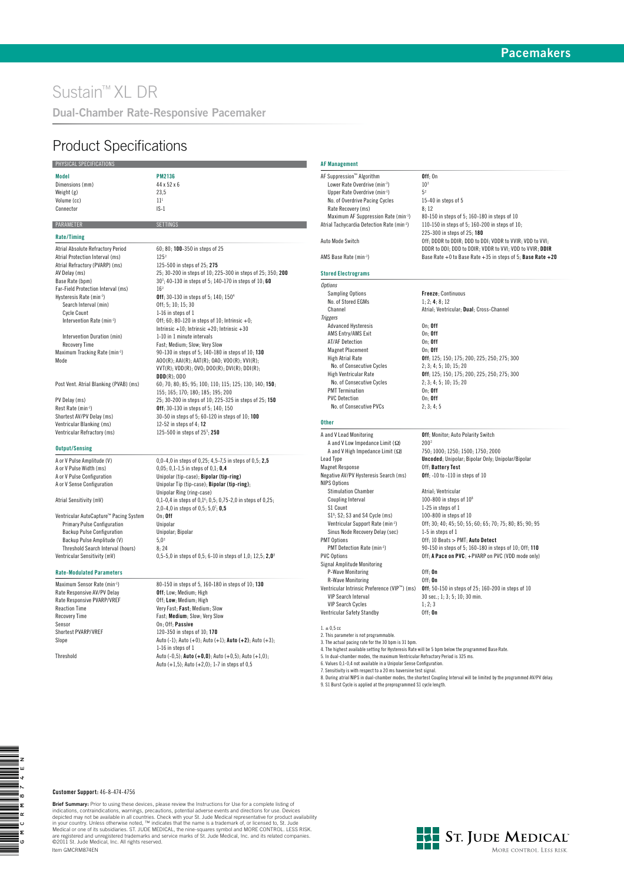# Sustain™ XL DR

**Dual-Chamber Rate-Responsive Pacemaker**

## Product Specifications

| PHYSICAL SPECIFICATIONS | |
|---|---|
| **Model** | **PM2136** |
| Dimensions (mm) | 44 x 52 x 6 |
| Weight (g) | 23,5 |
| Volume (cc) | 11[1] |
| Connector | IS-1 |

| PARAMETER | SETTINGS |
|---|---|
| **Rate/Timing** | |
| Atrial Absolute Refractory Period | 60; 80; **100**-350 in steps of 25 |
| Atrial Protection Interval (ms) | 125[2] |
| Atrial Refractory (PVARP) (ms) | 125-500 in steps of 25; **275** |
| AV Delay (ms) | 25; 30-200 in steps of 10; 225-300 in steps of 25; 350; **200** |
| Base Rate (bpm) | 30[3]; 40-130 in steps of 5; 140-170 in steps of 10; **60** |
| Far-Field Protection Interval (ms) | 16[2] |
| Hysteresis Rate (min⁻¹) | **Off**; 30-130 in steps of 5; 140; 150[4] |
| Search Interval (min) | Off; 5; 10; 15; 30 |
| Cycle Count | 1-16 in steps of 1 |
| Intervention Rate (min⁻¹) | Off; 60; 80-120 in steps of 10; Intrinsic +0; Intrinsic +10; Intrinsic +20; Intrinsic +30 |
| Intervention Duration (min) | 1-10 in 1 minute intervals |
| Recovery Time | Fast; Medium; Slow; Very Slow |
| Maximum Tracking Rate (min⁻¹) | 90-130 in steps of 10; **130** |
| Mode | AOO(R); AAI(R); AAT(R); OAO; VOO(R); VVI(R); VVT(R); VDD(R); OVO; DOO(R); DVI(R); DDI(R); **DDD**(R); ODO |
| Post Vent. Atrial Blanking (PVAB) (ms) | 60; 70; 80; 85; 95; 100; 110; 115; 125; 130; 140; **150**; 155; 165; 170; 180; 185; 195; 200 |
| PV Delay (ms) | 25; 30-200 in steps of 10; 225-325 in steps of 25; **150** |
| Rest Rate (min⁻¹) | **Off**; 30-130 in steps of 5; 140; 150 |
| Shortest AV/PV Delay (ms) | 30-50 in steps of 5; 60-120 in steps of 10; **100** |
| Ventricular Blanking (ms) | 12-52 in steps of 4; **12** |
| Ventricular Refractory (ms) | 125-500 in steps of 25[5]; **250** |
| **Output/Sensing** | |
| A or V Pulse Amplitude (V) | 0,0-4,0 in steps of 0,25; 4,5-7,5 in steps of 0,5; **2,5** |
| A or V Pulse Width (ms) | 0,05; 0,1-1,5 in steps of 0,1; **0,4** |
| A or V Pulse Configuration | Unipolar (tip-case); **Bipolar (tip-ring)** |
| A or V Sense Configuration | Unipolar Tip (tip-case); **Bipolar (tip-ring)**; Unipolar Ring (ring-case) |
| Atrial Sensitivity (mV) | 0,1-0,4 in steps of 0,1[6]; 0,5; 0,75-2,0 in steps of 0,25; 2,0-4,0 in steps of 0,5; 5,0[7]; **0,5** |
| Ventricular AutoCapture™ Pacing System | On; **Off** |
| Primary Pulse Configuration | Unipolar |
| Backup Pulse Configuration | Unipolar; Bipolar |
| Backup Pulse Amplitude (V) | 5,0[2] |
| Threshold Search Interval (hours) | 8; 24 |
| Ventricular Sensitivity (mV) | 0,5-5,0 in steps of 0,5; 6-10 in steps of 1,0; 12,5; **2,0**[7] |
| **Rate-Modulated Parameters** | |
| Maximum Sensor Rate (min⁻¹) | 80-150 in steps of 5, 160-180 in steps of 10; **130** |
| Rate Responsive AV/PV Delay | **Off**; Low; Medium; High |
| Rate Responsive PVARP/VREF | Off; **Low**; Medium; High |
| Reaction Time | Very Fast; **Fast**; Medium; Slow |
| Recovery Time | Fast; **Medium**; Slow; Very Slow |
| Sensor | On; Off; **Passive** |
| Shortest PVARP/VREF | 120-350 in steps of 10; **170** |
| Slope | Auto (-1); Auto (+0); Auto (+1); **Auto (+2)**; Auto (+3); 1-16 in steps of 1 |
| Threshold | Auto (-0,5); **Auto (+0,0)**; Auto (+0,5); Auto (+1,0); Auto (+1,5); Auto (+2,0); 1-7 in steps of 0,5 |

| | |
|---|---|
| **AF Management** | |
| AF Suppression™ Algorithm | **Off**; On |
| Lower Rate Overdrive (min⁻¹) | 10[2] |
| Upper Rate Overdrive (min⁻¹) | 5[2] |
| No. of Overdrive Pacing Cycles | 15-40 in steps of 5 |
| Rate Recovery (ms) | 8; 12 |
| Maximum AF Suppression Rate (min⁻¹) | 80-150 in steps of 5; 160-180 in steps of 10 |
| Atrial Tachycardia Detection Rate (min⁻¹) | 110-150 in steps of 5; 160-200 in steps of 10; 225-300 in steps of 25; **180** |
| Auto Mode Switch | Off; DDDR to DDIR; DDD to DDI; VDDR to VVIR; VDD to VVI; DDDR to DDI; DDD to DDIR; VDDR to VVI; VDD to VVIR; **DDIR** |
| AMS Base Rate (min⁻¹) | Base Rate +0 to Base Rate +35 in steps of 5; **Base Rate +20** |
| **Stored Electrograms** | |
| *Options* | |
| Sampling Options | **Freeze**; Continuous |
| No. of Stored EGMs | 1; 2; **4**; 8; 12 |
| Channel | Atrial; Ventricular; **Dual**; Cross-Channel |
| *Triggers* | |
| Advanced Hysteresis | On; **Off** |
| AMS Entry/AMS Exit | On; **Off** |
| AT/AF Detection | On; **Off** |
| Magnet Placement | On; **Off** |
| High Atrial Rate | **Off**; 125; 150; 175; 200; 225; 250; 275; 300 |
| No. of Consecutive Cycles | 2; 3; 4; 5; 10; 15; 20 |
| High Ventricular Rate | **Off**; 125; 150; 175; 200; 225; 250; 275; 300 |
| No. of Consecutive Cycles | 2; 3; 4; 5; 10; 15; 20 |
| PMT Termination | On; **Off** |
| PVC Detection | On; **Off** |
| No. of Consecutive PVCs | 2; 3; 4; 5 |
| **Other** | |
| A and V Lead Monitoring | **Off**; Monitor; Auto Polarity Switch |
| A and V Low Impedance Limit (Ω) | 200[2] |
| A and V High Impedance Limit (Ω) | 750; 1000; 1250; 1500; 1750; 2000 |
| Lead Type | **Uncoded**; Unipolar; Bipolar Only; Unipolar/Bipolar |
| Magnet Response | Off; **Battery Test** |
| Negative AV/PV Hysteresis Search (ms) | **Off**; -10 to -110 in steps of 10 |
| NIPS Options | |
| Stimulation Chamber | Atrial; Ventricular |
| Coupling Interval | 100-800 in steps of 10[8] |
| S1 Count | 1-25 in steps of 1 |
| S1[9]; S2; S3 and S4 Cycle (ms) | 100-800 in steps of 10 |
| Ventricular Support Rate (min⁻¹) | Off; 30; 40; 45; 50; 55; 60; 65; 70; 75; 80; 85; 90; 95 |
| Sinus Node Recovery Delay (sec) | 1-5 in steps of 1 |
| PMT Options | Off; 10 Beats > PMT; **Auto Detect** |
| PMT Detection Rate (min⁻¹) | 90-150 in steps of 5; 160-180 in steps of 10; Off; **110** |
| PVC Options | Off; **A Pace on PVC**; +PVARP on PVC (VDD mode only) |
| Signal Amplitude Monitoring | |
| P-Wave Monitoring | Off; **On** |
| R-Wave Monitoring | Off; **On** |
| Ventricular Intrinsic Preference (VIP™) (ms) | **Off**; 50-150 in steps of 25; 160-200 in steps of 10 |
| VIP Search Interval | 30 sec.; 1; 3; 5; 10; 30 min. |
| VIP Search Cycles | 1; 2; 3 |
| Ventricular Safety Standby | Off; **On** |

1. ± 0,5 cc
2. This parameter is not programmable.
3. The actual pacing rate for the 30 bpm is 31 bpm.
4. The highest available setting for Hysteresis Rate will be 5 bpm below the programmed Base Rate.
5. In dual-chamber modes, the maximum Ventricular Refractory Period is 325 ms.
6. Values 0,1-0,4 not available in a Unipolar Sense Configuration.
7. Sensitivity is with respect to a 20 ms haversine test signal.
8. During atrial NIPS in dual-chamber modes, the shortest Coupling Interval will be limited by the programmed AV/PV delay.
9. S1 Burst Cycle is applied at the preprogrammed S1 cycle length.

**Customer Support:** 46-8-474-4756

**Brief Summary:** Prior to using these devices, please review the Instructions for Use for a complete listing of indications, contraindications, warnings, precautions, potential adverse events and directions for use. Devices depicted may not be available in all countries. Check with your St. Jude Medical representative for product availability in your country. Unless otherwise noted, ™ indicates that the name is a trademark of, or licensed to, St. Jude Medical or one of its subsidiaries. ST. JUDE MEDICAL, the nine-squares symbol and MORE CONTROL. LESS RISK. are registered and unregistered trademarks and service marks of St. Jude Medical, Inc. and its related companies.
©2011 St. Jude Medical, Inc. All rights reserved.
Item GMCRM874EN

ST. JUDE MEDICAL
MORE CONTROL. LESS RISK.